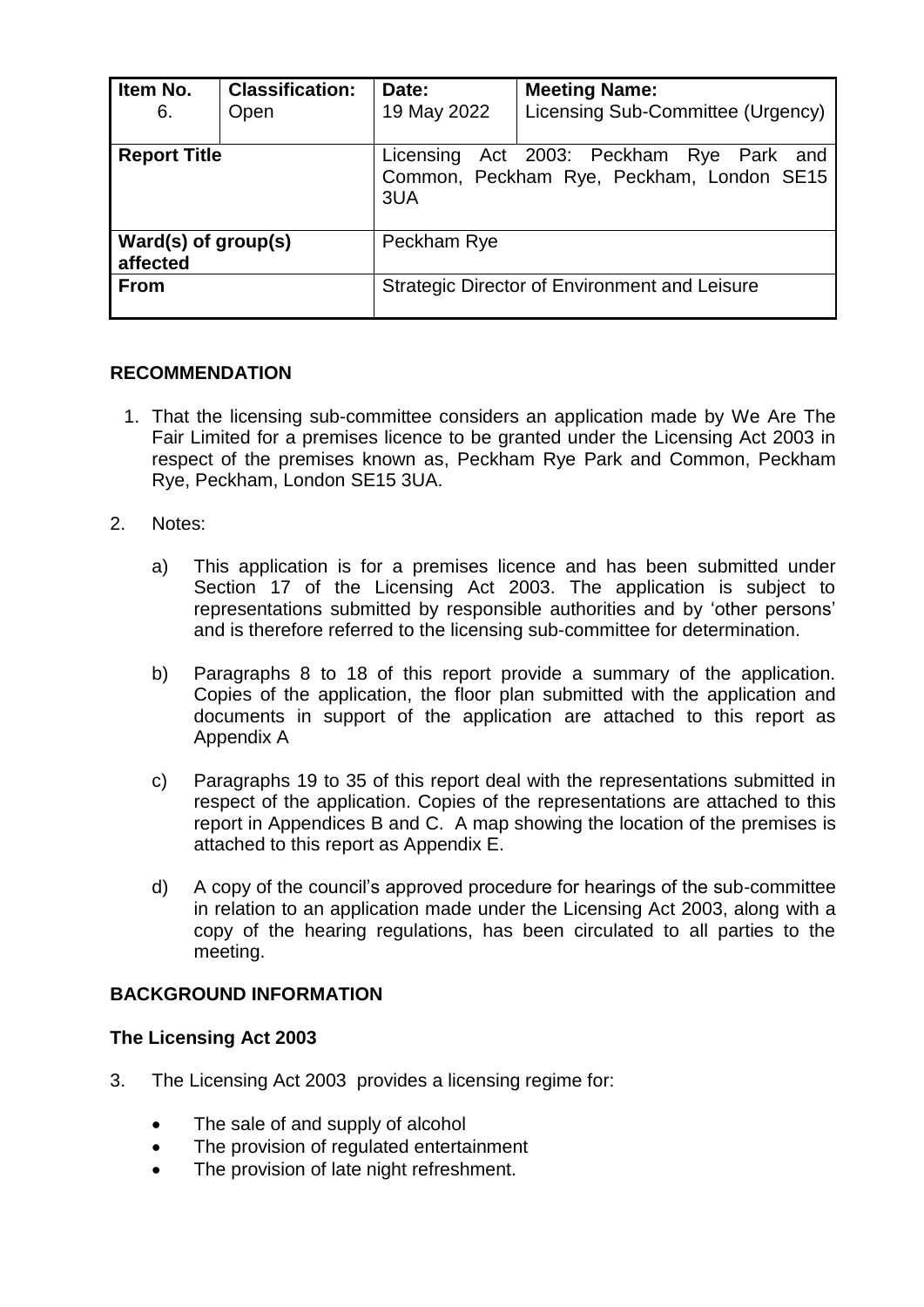| Item No. 6. | Classification: Open | Date: 19 May 2022 | Meeting Name: Licensing Sub-Committee (Urgency) |
|---|---|---|---|
| **Report Title** | | Licensing Act 2003: Peckham Rye Park and Common, Peckham Rye, Peckham, London SE15 3UA | |
| **Ward(s) of group(s) affected** | | Peckham Rye | |
| **From** | | Strategic Director of Environment and Leisure | |

## RECOMMENDATION

1. That the licensing sub-committee considers an application made by We Are The Fair Limited for a premises licence to be granted under the Licensing Act 2003 in respect of the premises known as, Peckham Rye Park and Common, Peckham Rye, Peckham, London SE15 3UA.

2. Notes:

   a) This application is for a premises licence and has been submitted under Section 17 of the Licensing Act 2003. The application is subject to representations submitted by responsible authorities and by 'other persons' and is therefore referred to the licensing sub-committee for determination.

   b) Paragraphs 8 to 18 of this report provide a summary of the application. Copies of the application, the floor plan submitted with the application and documents in support of the application are attached to this report as Appendix A

   c) Paragraphs 19 to 35 of this report deal with the representations submitted in respect of the application. Copies of the representations are attached to this report in Appendices B and C. A map showing the location of the premises is attached to this report as Appendix E.

   d) A copy of the council's approved procedure for hearings of the sub-committee in relation to an application made under the Licensing Act 2003, along with a copy of the hearing regulations, has been circulated to all parties to the meeting.

## BACKGROUND INFORMATION

### The Licensing Act 2003

3. The Licensing Act 2003 provides a licensing regime for:

   - The sale of and supply of alcohol
   - The provision of regulated entertainment
   - The provision of late night refreshment.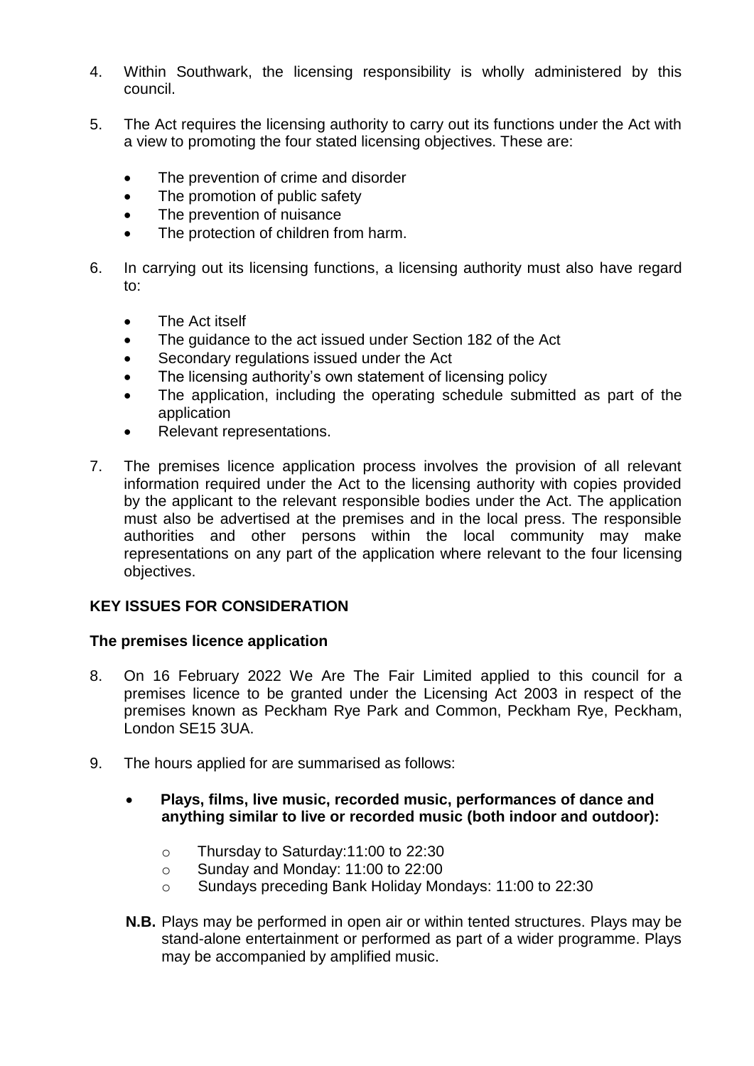4. Within Southwark, the licensing responsibility is wholly administered by this council.

5. The Act requires the licensing authority to carry out its functions under the Act with a view to promoting the four stated licensing objectives. These are:

   - The prevention of crime and disorder
   - The promotion of public safety
   - The prevention of nuisance
   - The protection of children from harm.

6. In carrying out its licensing functions, a licensing authority must also have regard to:

   - The Act itself
   - The guidance to the act issued under Section 182 of the Act
   - Secondary regulations issued under the Act
   - The licensing authority's own statement of licensing policy
   - The application, including the operating schedule submitted as part of the application
   - Relevant representations.

7. The premises licence application process involves the provision of all relevant information required under the Act to the licensing authority with copies provided by the applicant to the relevant responsible bodies under the Act. The application must also be advertised at the premises and in the local press. The responsible authorities and other persons within the local community may make representations on any part of the application where relevant to the four licensing objectives.

## KEY ISSUES FOR CONSIDERATION

### The premises licence application

8. On 16 February 2022 We Are The Fair Limited applied to this council for a premises licence to be granted under the Licensing Act 2003 in respect of the premises known as Peckham Rye Park and Common, Peckham Rye, Peckham, London SE15 3UA.

9. The hours applied for are summarised as follows:

   - **Plays, films, live music, recorded music, performances of dance and anything similar to live or recorded music (both indoor and outdoor):**
     - Thursday to Saturday:11:00 to 22:30
     - Sunday and Monday: 11:00 to 22:00
     - Sundays preceding Bank Holiday Mondays: 11:00 to 22:30

   **N.B.** Plays may be performed in open air or within tented structures. Plays may be stand-alone entertainment or performed as part of a wider programme. Plays may be accompanied by amplified music.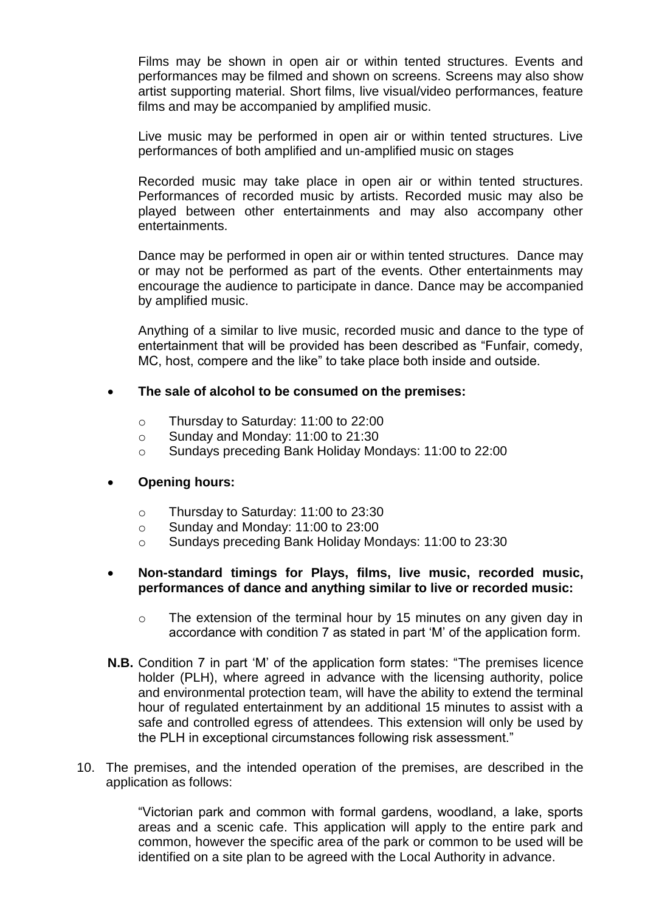Films may be shown in open air or within tented structures. Events and performances may be filmed and shown on screens. Screens may also show artist supporting material. Short films, live visual/video performances, feature films and may be accompanied by amplified music.

Live music may be performed in open air or within tented structures. Live performances of both amplified and un-amplified music on stages

Recorded music may take place in open air or within tented structures. Performances of recorded music by artists. Recorded music may also be played between other entertainments and may also accompany other entertainments.

Dance may be performed in open air or within tented structures. Dance may or may not be performed as part of the events. Other entertainments may encourage the audience to participate in dance. Dance may be accompanied by amplified music.

Anything of a similar to live music, recorded music and dance to the type of entertainment that will be provided has been described as "Funfair, comedy, MC, host, compere and the like" to take place both inside and outside.

- **The sale of alcohol to be consumed on the premises:**
  - Thursday to Saturday: 11:00 to 22:00
  - Sunday and Monday: 11:00 to 21:30
  - Sundays preceding Bank Holiday Mondays: 11:00 to 22:00

- **Opening hours:**
  - Thursday to Saturday: 11:00 to 23:30
  - Sunday and Monday: 11:00 to 23:00
  - Sundays preceding Bank Holiday Mondays: 11:00 to 23:30

- **Non-standard timings for Plays, films, live music, recorded music, performances of dance and anything similar to live or recorded music:**
  - The extension of the terminal hour by 15 minutes on any given day in accordance with condition 7 as stated in part 'M' of the application form.

**N.B.** Condition 7 in part 'M' of the application form states: "The premises licence holder (PLH), where agreed in advance with the licensing authority, police and environmental protection team, will have the ability to extend the terminal hour of regulated entertainment by an additional 15 minutes to assist with a safe and controlled egress of attendees. This extension will only be used by the PLH in exceptional circumstances following risk assessment."

10. The premises, and the intended operation of the premises, are described in the application as follows:

"Victorian park and common with formal gardens, woodland, a lake, sports areas and a scenic cafe. This application will apply to the entire park and common, however the specific area of the park or common to be used will be identified on a site plan to be agreed with the Local Authority in advance.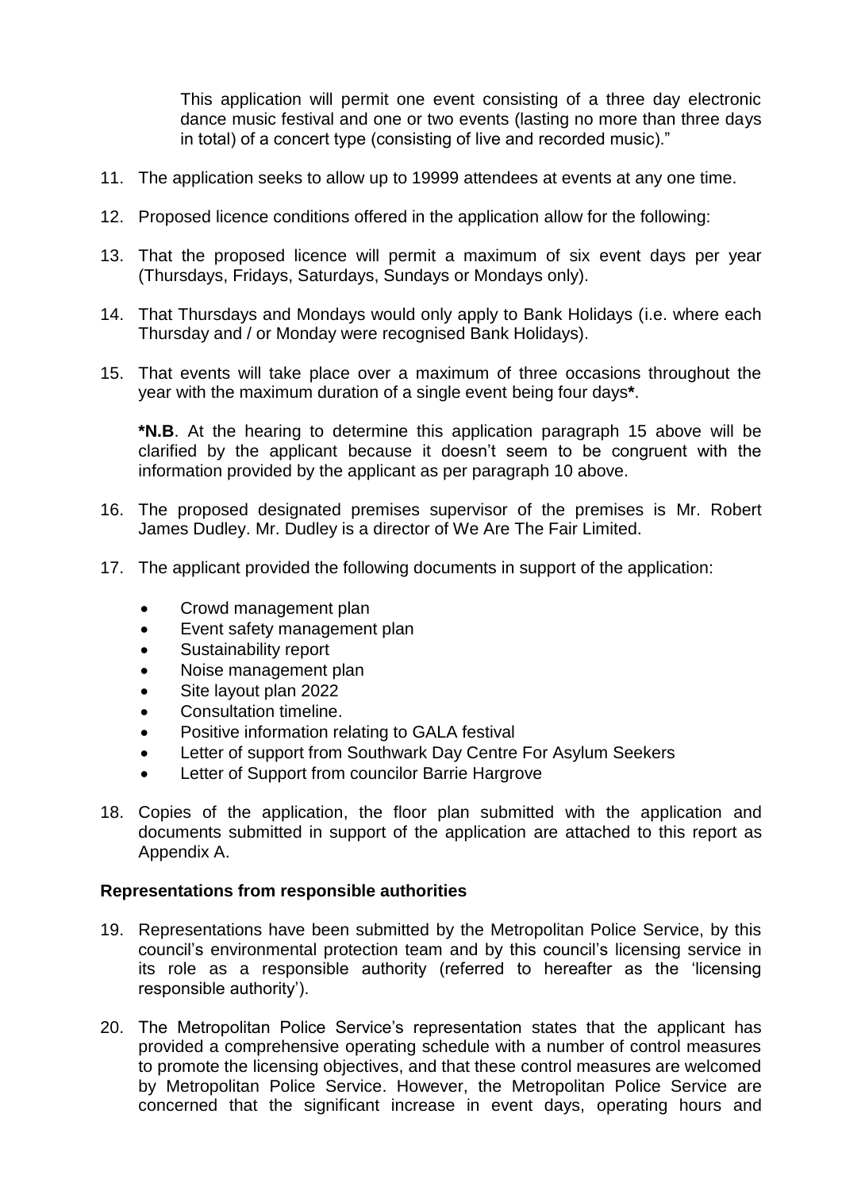This application will permit one event consisting of a three day electronic dance music festival and one or two events (lasting no more than three days in total) of a concert type (consisting of live and recorded music)."

11. The application seeks to allow up to 19999 attendees at events at any one time.

12. Proposed licence conditions offered in the application allow for the following:

13. That the proposed licence will permit a maximum of six event days per year (Thursdays, Fridays, Saturdays, Sundays or Mondays only).

14. That Thursdays and Mondays would only apply to Bank Holidays (i.e. where each Thursday and / or Monday were recognised Bank Holidays).

15. That events will take place over a maximum of three occasions throughout the year with the maximum duration of a single event being four days**\***.

    **\*N.B**. At the hearing to determine this application paragraph 15 above will be clarified by the applicant because it doesn't seem to be congruent with the information provided by the applicant as per paragraph 10 above.

16. The proposed designated premises supervisor of the premises is Mr. Robert James Dudley. Mr. Dudley is a director of We Are The Fair Limited.

17. The applicant provided the following documents in support of the application:

    - Crowd management plan
    - Event safety management plan
    - Sustainability report
    - Noise management plan
    - Site layout plan 2022
    - Consultation timeline.
    - Positive information relating to GALA festival
    - Letter of support from Southwark Day Centre For Asylum Seekers
    - Letter of Support from councilor Barrie Hargrove

18. Copies of the application, the floor plan submitted with the application and documents submitted in support of the application are attached to this report as Appendix A.

**Representations from responsible authorities**

19. Representations have been submitted by the Metropolitan Police Service, by this council's environmental protection team and by this council's licensing service in its role as a responsible authority (referred to hereafter as the 'licensing responsible authority').

20. The Metropolitan Police Service's representation states that the applicant has provided a comprehensive operating schedule with a number of control measures to promote the licensing objectives, and that these control measures are welcomed by Metropolitan Police Service. However, the Metropolitan Police Service are concerned that the significant increase in event days, operating hours and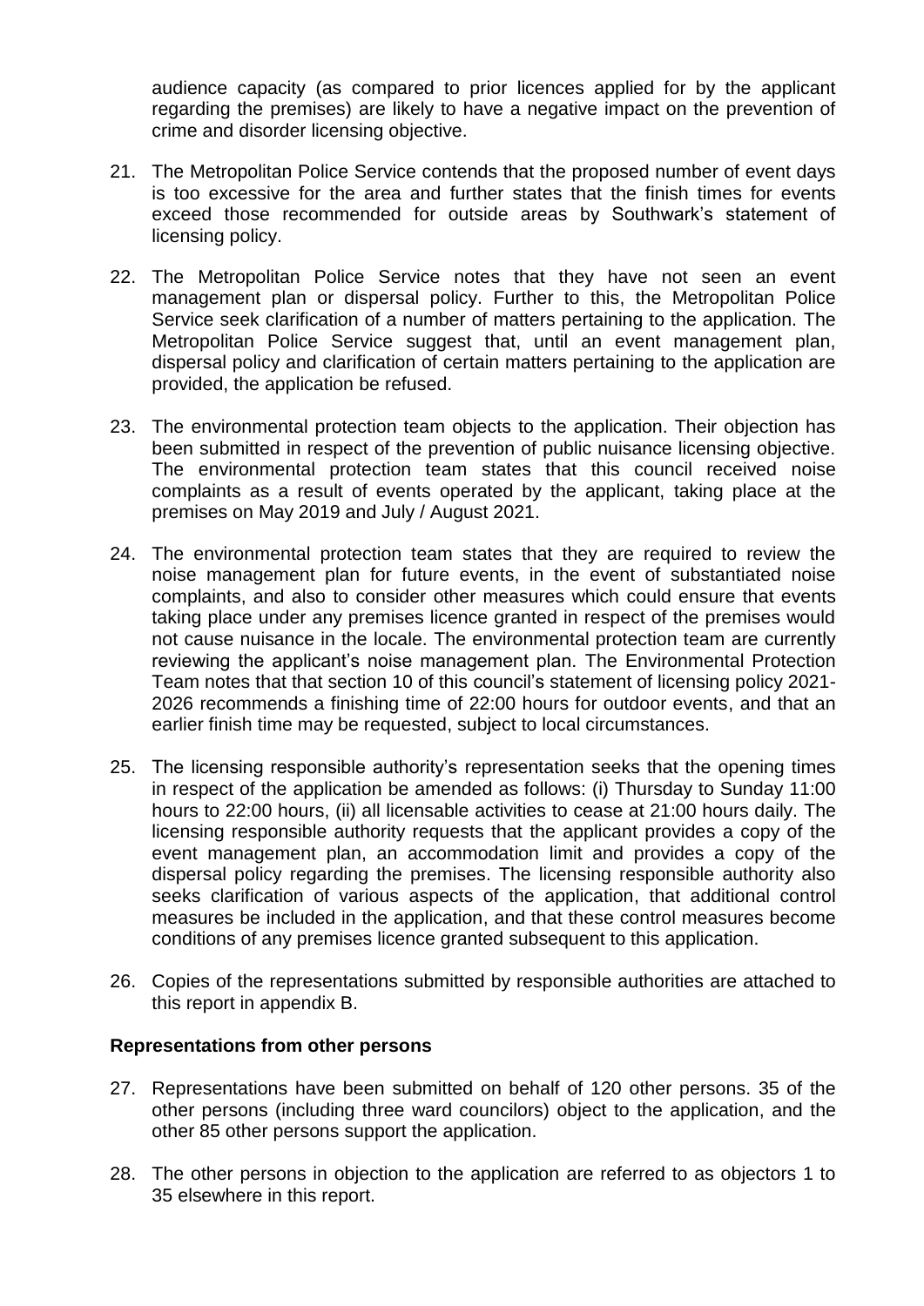audience capacity (as compared to prior licences applied for by the applicant regarding the premises) are likely to have a negative impact on the prevention of crime and disorder licensing objective.

21. The Metropolitan Police Service contends that the proposed number of event days is too excessive for the area and further states that the finish times for events exceed those recommended for outside areas by Southwark's statement of licensing policy.

22. The Metropolitan Police Service notes that they have not seen an event management plan or dispersal policy. Further to this, the Metropolitan Police Service seek clarification of a number of matters pertaining to the application. The Metropolitan Police Service suggest that, until an event management plan, dispersal policy and clarification of certain matters pertaining to the application are provided, the application be refused.

23. The environmental protection team objects to the application. Their objection has been submitted in respect of the prevention of public nuisance licensing objective. The environmental protection team states that this council received noise complaints as a result of events operated by the applicant, taking place at the premises on May 2019 and July / August 2021.

24. The environmental protection team states that they are required to review the noise management plan for future events, in the event of substantiated noise complaints, and also to consider other measures which could ensure that events taking place under any premises licence granted in respect of the premises would not cause nuisance in the locale. The environmental protection team are currently reviewing the applicant's noise management plan. The Environmental Protection Team notes that that section 10 of this council's statement of licensing policy 2021-2026 recommends a finishing time of 22:00 hours for outdoor events, and that an earlier finish time may be requested, subject to local circumstances.

25. The licensing responsible authority's representation seeks that the opening times in respect of the application be amended as follows: (i) Thursday to Sunday 11:00 hours to 22:00 hours, (ii) all licensable activities to cease at 21:00 hours daily. The licensing responsible authority requests that the applicant provides a copy of the event management plan, an accommodation limit and provides a copy of the dispersal policy regarding the premises. The licensing responsible authority also seeks clarification of various aspects of the application, that additional control measures be included in the application, and that these control measures become conditions of any premises licence granted subsequent to this application.

26. Copies of the representations submitted by responsible authorities are attached to this report in appendix B.

**Representations from other persons**

27. Representations have been submitted on behalf of 120 other persons. 35 of the other persons (including three ward councilors) object to the application, and the other 85 other persons support the application.

28. The other persons in objection to the application are referred to as objectors 1 to 35 elsewhere in this report.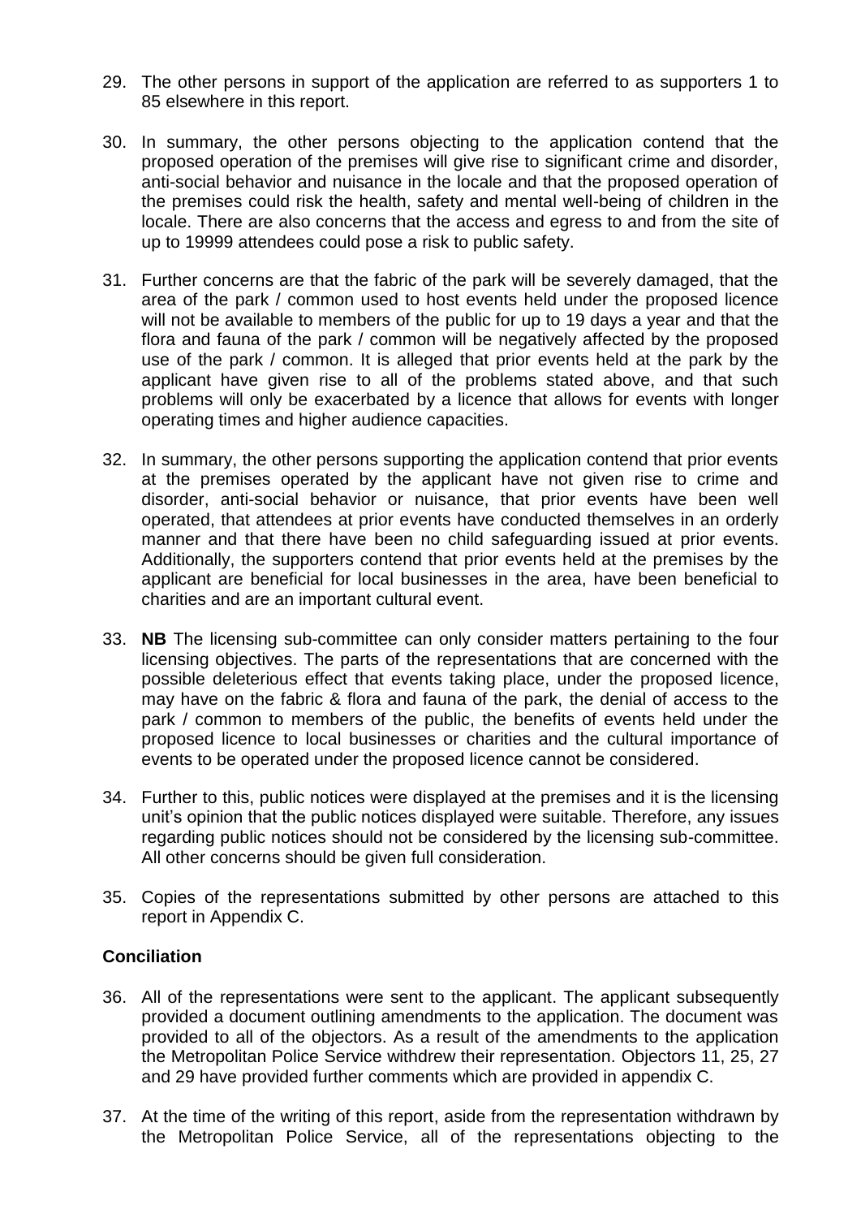29. The other persons in support of the application are referred to as supporters 1 to 85 elsewhere in this report.

30. In summary, the other persons objecting to the application contend that the proposed operation of the premises will give rise to significant crime and disorder, anti-social behavior and nuisance in the locale and that the proposed operation of the premises could risk the health, safety and mental well-being of children in the locale. There are also concerns that the access and egress to and from the site of up to 19999 attendees could pose a risk to public safety.

31. Further concerns are that the fabric of the park will be severely damaged, that the area of the park / common used to host events held under the proposed licence will not be available to members of the public for up to 19 days a year and that the flora and fauna of the park / common will be negatively affected by the proposed use of the park / common. It is alleged that prior events held at the park by the applicant have given rise to all of the problems stated above, and that such problems will only be exacerbated by a licence that allows for events with longer operating times and higher audience capacities.

32. In summary, the other persons supporting the application contend that prior events at the premises operated by the applicant have not given rise to crime and disorder, anti-social behavior or nuisance, that prior events have been well operated, that attendees at prior events have conducted themselves in an orderly manner and that there have been no child safeguarding issued at prior events. Additionally, the supporters contend that prior events held at the premises by the applicant are beneficial for local businesses in the area, have been beneficial to charities and are an important cultural event.

33. **NB** The licensing sub-committee can only consider matters pertaining to the four licensing objectives. The parts of the representations that are concerned with the possible deleterious effect that events taking place, under the proposed licence, may have on the fabric & flora and fauna of the park, the denial of access to the park / common to members of the public, the benefits of events held under the proposed licence to local businesses or charities and the cultural importance of events to be operated under the proposed licence cannot be considered.

34. Further to this, public notices were displayed at the premises and it is the licensing unit's opinion that the public notices displayed were suitable. Therefore, any issues regarding public notices should not be considered by the licensing sub-committee. All other concerns should be given full consideration.

35. Copies of the representations submitted by other persons are attached to this report in Appendix C.

**Conciliation**

36. All of the representations were sent to the applicant. The applicant subsequently provided a document outlining amendments to the application. The document was provided to all of the objectors. As a result of the amendments to the application the Metropolitan Police Service withdrew their representation. Objectors 11, 25, 27 and 29 have provided further comments which are provided in appendix C.

37. At the time of the writing of this report, aside from the representation withdrawn by the Metropolitan Police Service, all of the representations objecting to the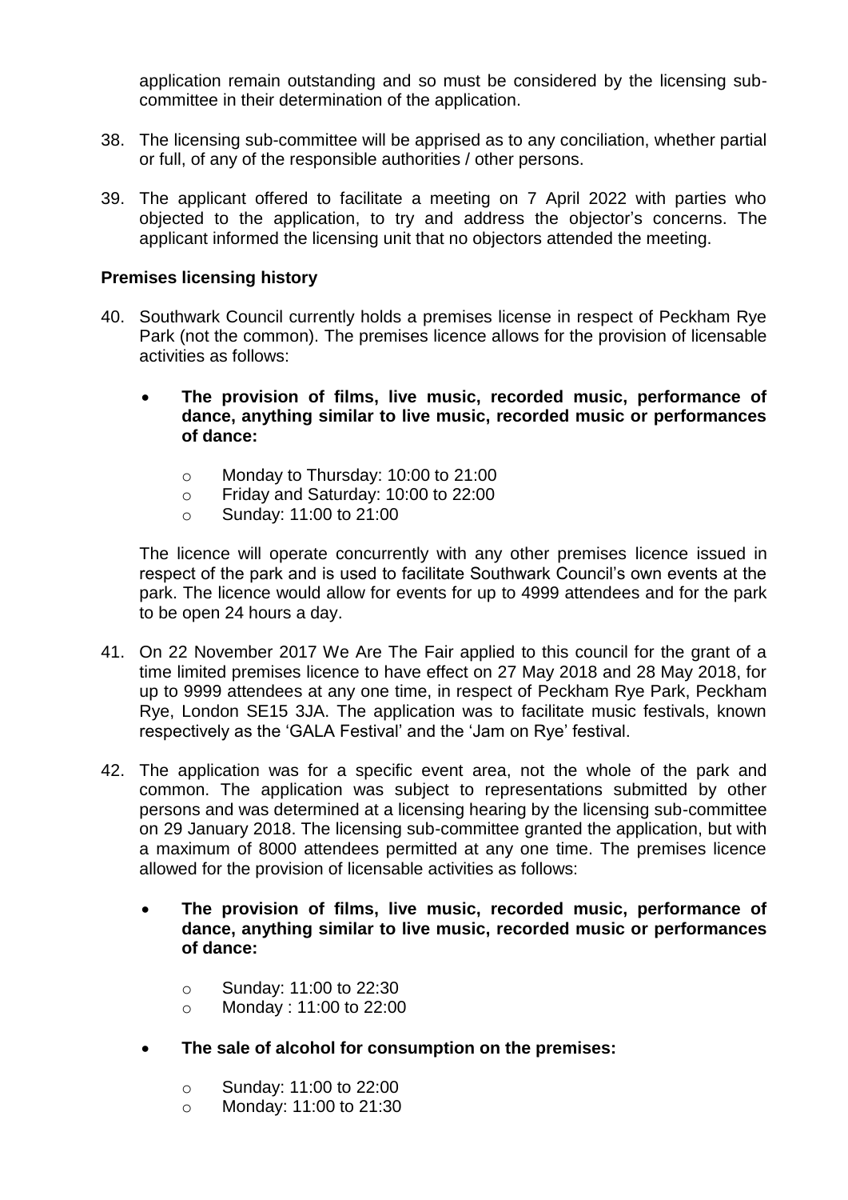application remain outstanding and so must be considered by the licensing sub-committee in their determination of the application.

38. The licensing sub-committee will be apprised as to any conciliation, whether partial or full, of any of the responsible authorities / other persons.

39. The applicant offered to facilitate a meeting on 7 April 2022 with parties who objected to the application, to try and address the objector's concerns. The applicant informed the licensing unit that no objectors attended the meeting.

**Premises licensing history**

40. Southwark Council currently holds a premises license in respect of Peckham Rye Park (not the common). The premises licence allows for the provision of licensable activities as follows:

    - **The provision of films, live music, recorded music, performance of dance, anything similar to live music, recorded music or performances of dance:**
        - Monday to Thursday: 10:00 to 21:00
        - Friday and Saturday: 10:00 to 22:00
        - Sunday: 11:00 to 21:00

    The licence will operate concurrently with any other premises licence issued in respect of the park and is used to facilitate Southwark Council's own events at the park. The licence would allow for events for up to 4999 attendees and for the park to be open 24 hours a day.

41. On 22 November 2017 We Are The Fair applied to this council for the grant of a time limited premises licence to have effect on 27 May 2018 and 28 May 2018, for up to 9999 attendees at any one time, in respect of Peckham Rye Park, Peckham Rye, London SE15 3JA. The application was to facilitate music festivals, known respectively as the 'GALA Festival' and the 'Jam on Rye' festival.

42. The application was for a specific event area, not the whole of the park and common. The application was subject to representations submitted by other persons and was determined at a licensing hearing by the licensing sub-committee on 29 January 2018. The licensing sub-committee granted the application, but with a maximum of 8000 attendees permitted at any one time. The premises licence allowed for the provision of licensable activities as follows:

    - **The provision of films, live music, recorded music, performance of dance, anything similar to live music, recorded music or performances of dance:**
        - Sunday: 11:00 to 22:30
        - Monday : 11:00 to 22:00

    - **The sale of alcohol for consumption on the premises:**
        - Sunday: 11:00 to 22:00
        - Monday: 11:00 to 21:30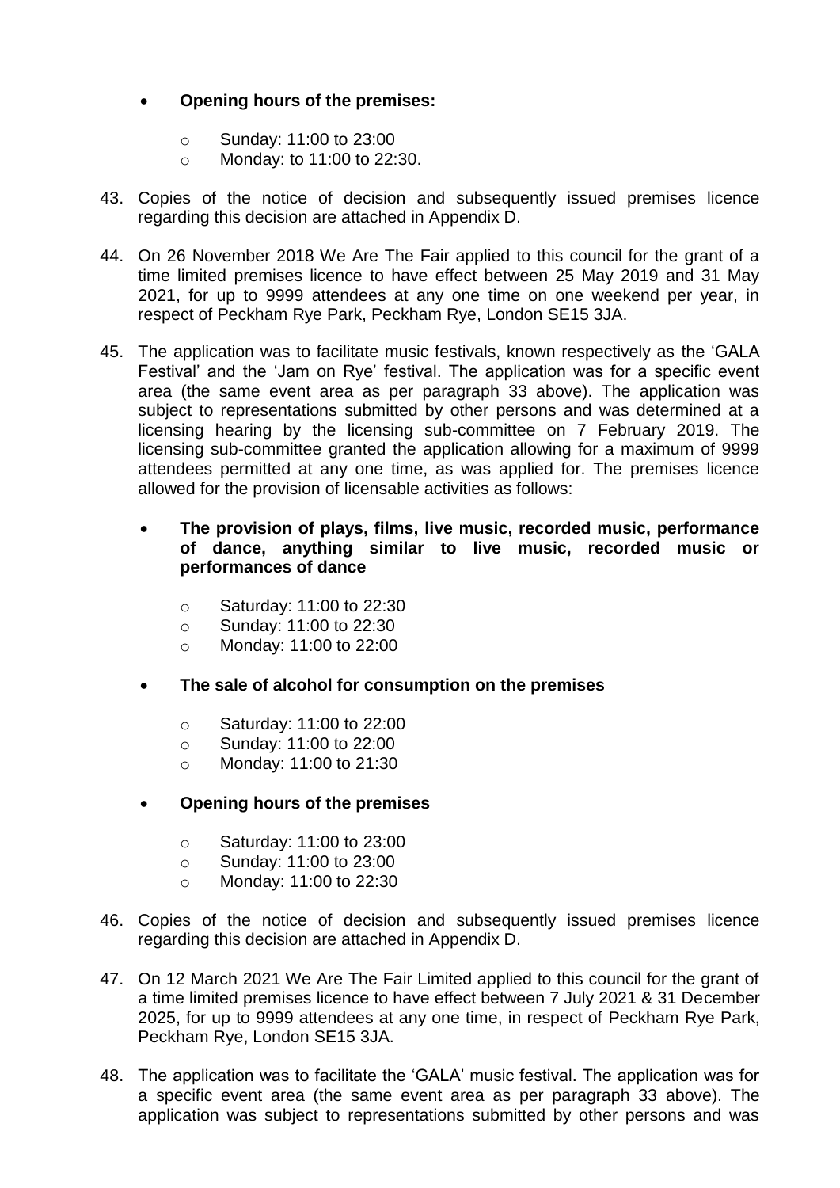- **Opening hours of the premises:**
  - Sunday: 11:00 to 23:00
  - Monday: to 11:00 to 22:30.

43. Copies of the notice of decision and subsequently issued premises licence regarding this decision are attached in Appendix D.

44. On 26 November 2018 We Are The Fair applied to this council for the grant of a time limited premises licence to have effect between 25 May 2019 and 31 May 2021, for up to 9999 attendees at any one time on one weekend per year, in respect of Peckham Rye Park, Peckham Rye, London SE15 3JA.

45. The application was to facilitate music festivals, known respectively as the 'GALA Festival' and the 'Jam on Rye' festival. The application was for a specific event area (the same event area as per paragraph 33 above). The application was subject to representations submitted by other persons and was determined at a licensing hearing by the licensing sub-committee on 7 February 2019. The licensing sub-committee granted the application allowing for a maximum of 9999 attendees permitted at any one time, as was applied for. The premises licence allowed for the provision of licensable activities as follows:

- **The provision of plays, films, live music, recorded music, performance of dance, anything similar to live music, recorded music or performances of dance**
  - Saturday: 11:00 to 22:30
  - Sunday: 11:00 to 22:30
  - Monday: 11:00 to 22:00

- **The sale of alcohol for consumption on the premises**
  - Saturday: 11:00 to 22:00
  - Sunday: 11:00 to 22:00
  - Monday: 11:00 to 21:30

- **Opening hours of the premises**
  - Saturday: 11:00 to 23:00
  - Sunday: 11:00 to 23:00
  - Monday: 11:00 to 22:30

46. Copies of the notice of decision and subsequently issued premises licence regarding this decision are attached in Appendix D.

47. On 12 March 2021 We Are The Fair Limited applied to this council for the grant of a time limited premises licence to have effect between 7 July 2021 & 31 December 2025, for up to 9999 attendees at any one time, in respect of Peckham Rye Park, Peckham Rye, London SE15 3JA.

48. The application was to facilitate the 'GALA' music festival. The application was for a specific event area (the same event area as per paragraph 33 above). The application was subject to representations submitted by other persons and was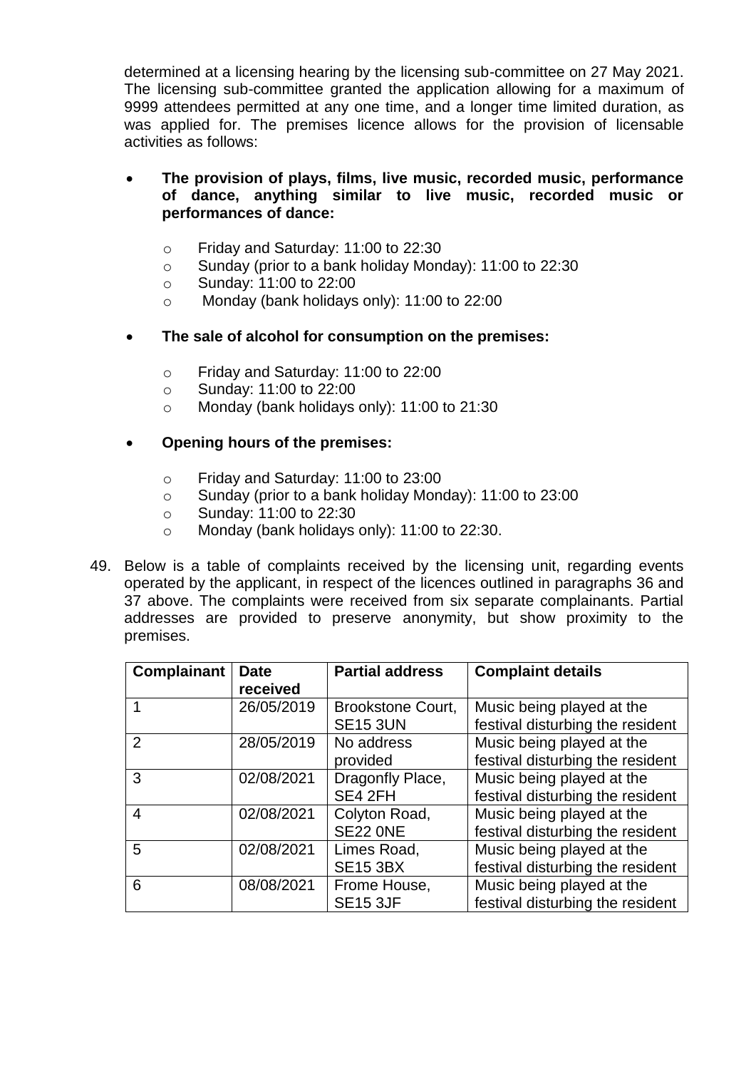determined at a licensing hearing by the licensing sub-committee on 27 May 2021. The licensing sub-committee granted the application allowing for a maximum of 9999 attendees permitted at any one time, and a longer time limited duration, as was applied for. The premises licence allows for the provision of licensable activities as follows:

- **The provision of plays, films, live music, recorded music, performance of dance, anything similar to live music, recorded music or performances of dance:**
    - Friday and Saturday: 11:00 to 22:30
    - Sunday (prior to a bank holiday Monday): 11:00 to 22:30
    - Sunday: 11:00 to 22:00
    - Monday (bank holidays only): 11:00 to 22:00

- **The sale of alcohol for consumption on the premises:**
    - Friday and Saturday: 11:00 to 22:00
    - Sunday: 11:00 to 22:00
    - Monday (bank holidays only): 11:00 to 21:30

- **Opening hours of the premises:**
    - Friday and Saturday: 11:00 to 23:00
    - Sunday (prior to a bank holiday Monday): 11:00 to 23:00
    - Sunday: 11:00 to 22:30
    - Monday (bank holidays only): 11:00 to 22:30.

49. Below is a table of complaints received by the licensing unit, regarding events operated by the applicant, in respect of the licences outlined in paragraphs 36 and 37 above. The complaints were received from six separate complainants. Partial addresses are provided to preserve anonymity, but show proximity to the premises.

| Complainant | Date received | Partial address | Complaint details |
|---|---|---|---|
| 1 | 26/05/2019 | Brookstone Court, SE15 3UN | Music being played at the festival disturbing the resident |
| 2 | 28/05/2019 | No address provided | Music being played at the festival disturbing the resident |
| 3 | 02/08/2021 | Dragonfly Place, SE4 2FH | Music being played at the festival disturbing the resident |
| 4 | 02/08/2021 | Colyton Road, SE22 0NE | Music being played at the festival disturbing the resident |
| 5 | 02/08/2021 | Limes Road, SE15 3BX | Music being played at the festival disturbing the resident |
| 6 | 08/08/2021 | Frome House, SE15 3JF | Music being played at the festival disturbing the resident |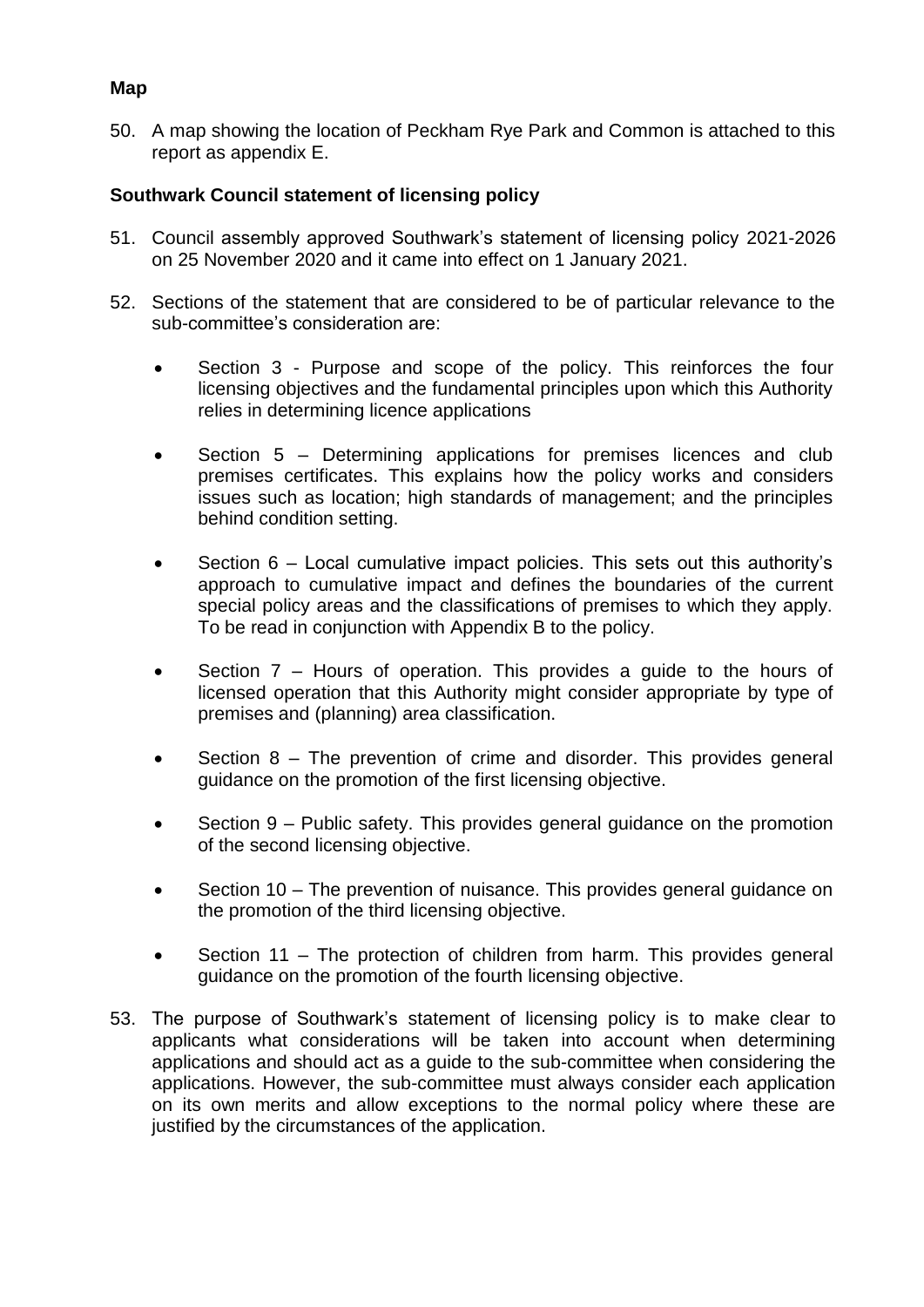**Map**

50. A map showing the location of Peckham Rye Park and Common is attached to this report as appendix E.

**Southwark Council statement of licensing policy**

51. Council assembly approved Southwark's statement of licensing policy 2021-2026 on 25 November 2020 and it came into effect on 1 January 2021.

52. Sections of the statement that are considered to be of particular relevance to the sub-committee's consideration are:

    - Section 3 - Purpose and scope of the policy. This reinforces the four licensing objectives and the fundamental principles upon which this Authority relies in determining licence applications

    - Section 5 – Determining applications for premises licences and club premises certificates. This explains how the policy works and considers issues such as location; high standards of management; and the principles behind condition setting.

    - Section 6 – Local cumulative impact policies. This sets out this authority's approach to cumulative impact and defines the boundaries of the current special policy areas and the classifications of premises to which they apply. To be read in conjunction with Appendix B to the policy.

    - Section 7 – Hours of operation. This provides a guide to the hours of licensed operation that this Authority might consider appropriate by type of premises and (planning) area classification.

    - Section 8 – The prevention of crime and disorder. This provides general guidance on the promotion of the first licensing objective.

    - Section 9 – Public safety. This provides general guidance on the promotion of the second licensing objective.

    - Section 10 – The prevention of nuisance. This provides general guidance on the promotion of the third licensing objective.

    - Section 11 – The protection of children from harm. This provides general guidance on the promotion of the fourth licensing objective.

53. The purpose of Southwark's statement of licensing policy is to make clear to applicants what considerations will be taken into account when determining applications and should act as a guide to the sub-committee when considering the applications. However, the sub-committee must always consider each application on its own merits and allow exceptions to the normal policy where these are justified by the circumstances of the application.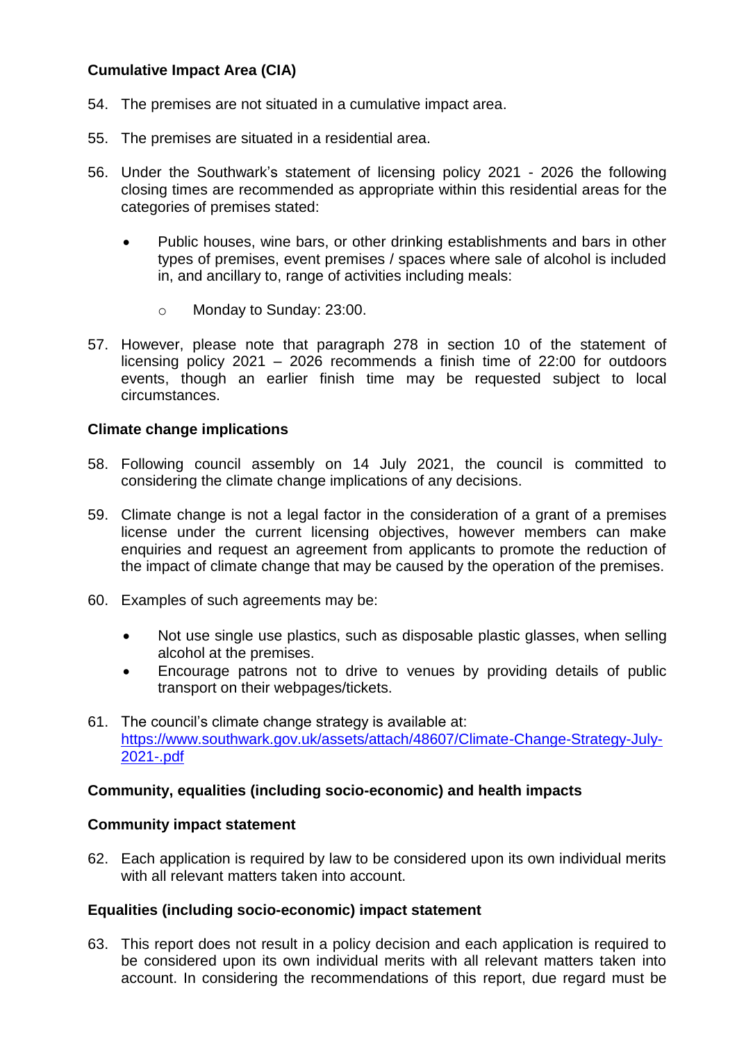**Cumulative Impact Area (CIA)**

54. The premises are not situated in a cumulative impact area.

55. The premises are situated in a residential area.

56. Under the Southwark's statement of licensing policy 2021 - 2026 the following closing times are recommended as appropriate within this residential areas for the categories of premises stated:

    - Public houses, wine bars, or other drinking establishments and bars in other types of premises, event premises / spaces where sale of alcohol is included in, and ancillary to, range of activities including meals:

        - Monday to Sunday: 23:00.

57. However, please note that paragraph 278 in section 10 of the statement of licensing policy 2021 – 2026 recommends a finish time of 22:00 for outdoors events, though an earlier finish time may be requested subject to local circumstances.

**Climate change implications**

58. Following council assembly on 14 July 2021, the council is committed to considering the climate change implications of any decisions.

59. Climate change is not a legal factor in the consideration of a grant of a premises license under the current licensing objectives, however members can make enquiries and request an agreement from applicants to promote the reduction of the impact of climate change that may be caused by the operation of the premises.

60. Examples of such agreements may be:

    - Not use single use plastics, such as disposable plastic glasses, when selling alcohol at the premises.
    - Encourage patrons not to drive to venues by providing details of public transport on their webpages/tickets.

61. The council's climate change strategy is available at: [https://www.southwark.gov.uk/assets/attach/48607/Climate-Change-Strategy-July-2021-.pdf](https://www.southwark.gov.uk/assets/attach/48607/Climate-Change-Strategy-July-2021-.pdf)

**Community, equalities (including socio-economic) and health impacts**

**Community impact statement**

62. Each application is required by law to be considered upon its own individual merits with all relevant matters taken into account.

**Equalities (including socio-economic) impact statement**

63. This report does not result in a policy decision and each application is required to be considered upon its own individual merits with all relevant matters taken into account. In considering the recommendations of this report, due regard must be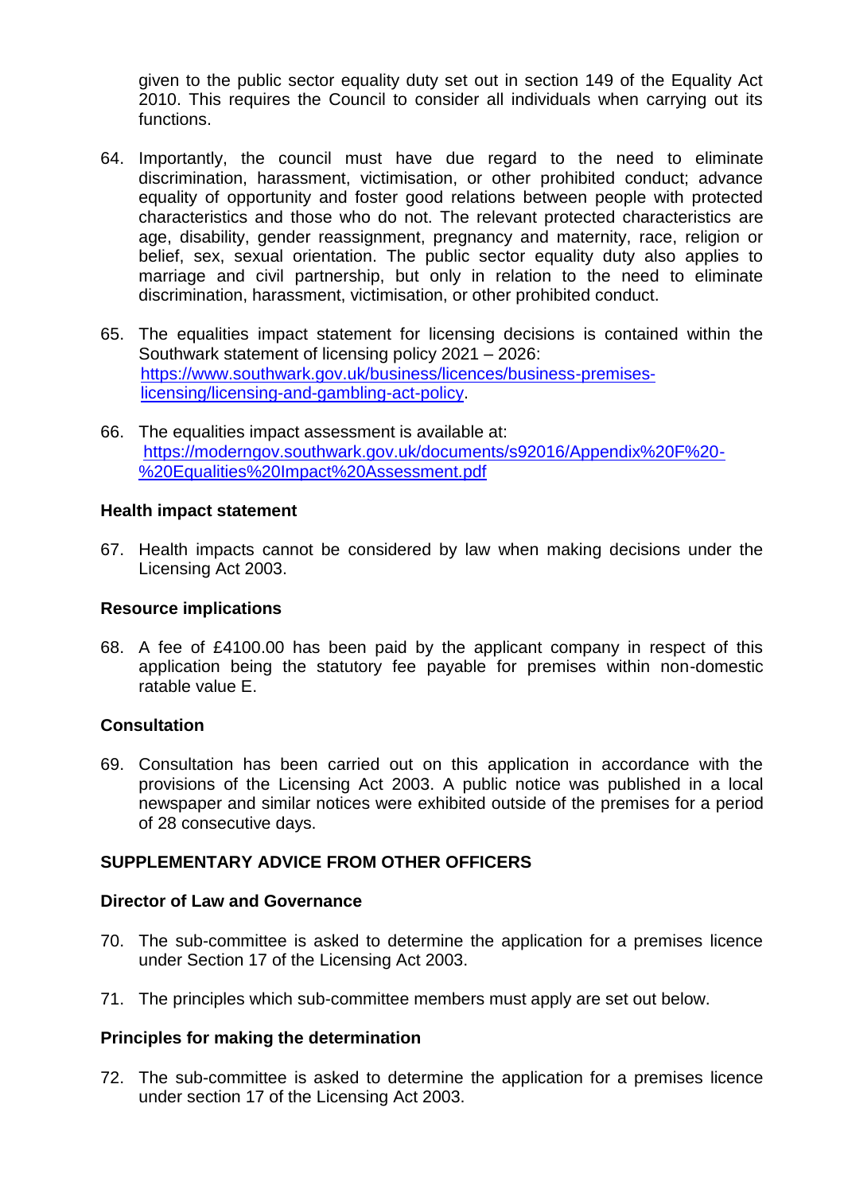given to the public sector equality duty set out in section 149 of the Equality Act 2010. This requires the Council to consider all individuals when carrying out its functions.

64. Importantly, the council must have due regard to the need to eliminate discrimination, harassment, victimisation, or other prohibited conduct; advance equality of opportunity and foster good relations between people with protected characteristics and those who do not. The relevant protected characteristics are age, disability, gender reassignment, pregnancy and maternity, race, religion or belief, sex, sexual orientation. The public sector equality duty also applies to marriage and civil partnership, but only in relation to the need to eliminate discrimination, harassment, victimisation, or other prohibited conduct.

65. The equalities impact statement for licensing decisions is contained within the Southwark statement of licensing policy 2021 – 2026: [https://www.southwark.gov.uk/business/licences/business-premises-licensing/licensing-and-gambling-act-policy](https://www.southwark.gov.uk/business/licences/business-premises-licensing/licensing-and-gambling-act-policy).

66. The equalities impact assessment is available at: [https://moderngov.southwark.gov.uk/documents/s92016/Appendix%20F%20-%20Equalities%20Impact%20Assessment.pdf](https://moderngov.southwark.gov.uk/documents/s92016/Appendix%20F%20-%20Equalities%20Impact%20Assessment.pdf)

**Health impact statement**

67. Health impacts cannot be considered by law when making decisions under the Licensing Act 2003.

**Resource implications**

68. A fee of £4100.00 has been paid by the applicant company in respect of this application being the statutory fee payable for premises within non-domestic ratable value E.

**Consultation**

69. Consultation has been carried out on this application in accordance with the provisions of the Licensing Act 2003. A public notice was published in a local newspaper and similar notices were exhibited outside of the premises for a period of 28 consecutive days.

**SUPPLEMENTARY ADVICE FROM OTHER OFFICERS**

**Director of Law and Governance**

70. The sub-committee is asked to determine the application for a premises licence under Section 17 of the Licensing Act 2003.

71. The principles which sub-committee members must apply are set out below.

**Principles for making the determination**

72. The sub-committee is asked to determine the application for a premises licence under section 17 of the Licensing Act 2003.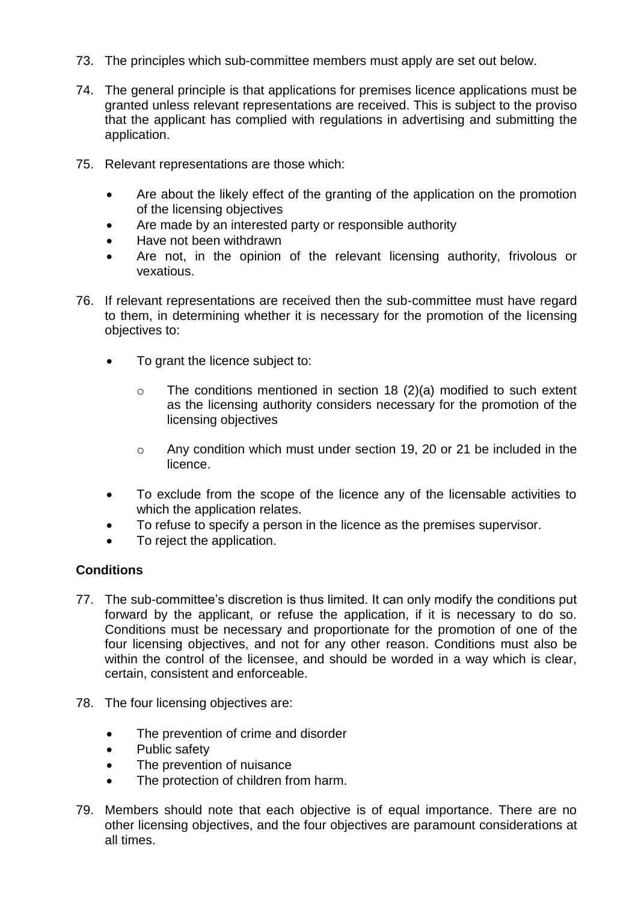73. The principles which sub-committee members must apply are set out below.

74. The general principle is that applications for premises licence applications must be granted unless relevant representations are received. This is subject to the proviso that the applicant has complied with regulations in advertising and submitting the application.

75. Relevant representations are those which:

    - Are about the likely effect of the granting of the application on the promotion of the licensing objectives
    - Are made by an interested party or responsible authority
    - Have not been withdrawn
    - Are not, in the opinion of the relevant licensing authority, frivolous or vexatious.

76. If relevant representations are received then the sub-committee must have regard to them, in determining whether it is necessary for the promotion of the licensing objectives to:

    - To grant the licence subject to:
        - The conditions mentioned in section 18 (2)(a) modified to such extent as the licensing authority considers necessary for the promotion of the licensing objectives
        - Any condition which must under section 19, 20 or 21 be included in the licence.
    - To exclude from the scope of the licence any of the licensable activities to which the application relates.
    - To refuse to specify a person in the licence as the premises supervisor.
    - To reject the application.

**Conditions**

77. The sub-committee's discretion is thus limited. It can only modify the conditions put forward by the applicant, or refuse the application, if it is necessary to do so. Conditions must be necessary and proportionate for the promotion of one of the four licensing objectives, and not for any other reason. Conditions must also be within the control of the licensee, and should be worded in a way which is clear, certain, consistent and enforceable.

78. The four licensing objectives are:

    - The prevention of crime and disorder
    - Public safety
    - The prevention of nuisance
    - The protection of children from harm.

79. Members should note that each objective is of equal importance. There are no other licensing objectives, and the four objectives are paramount considerations at all times.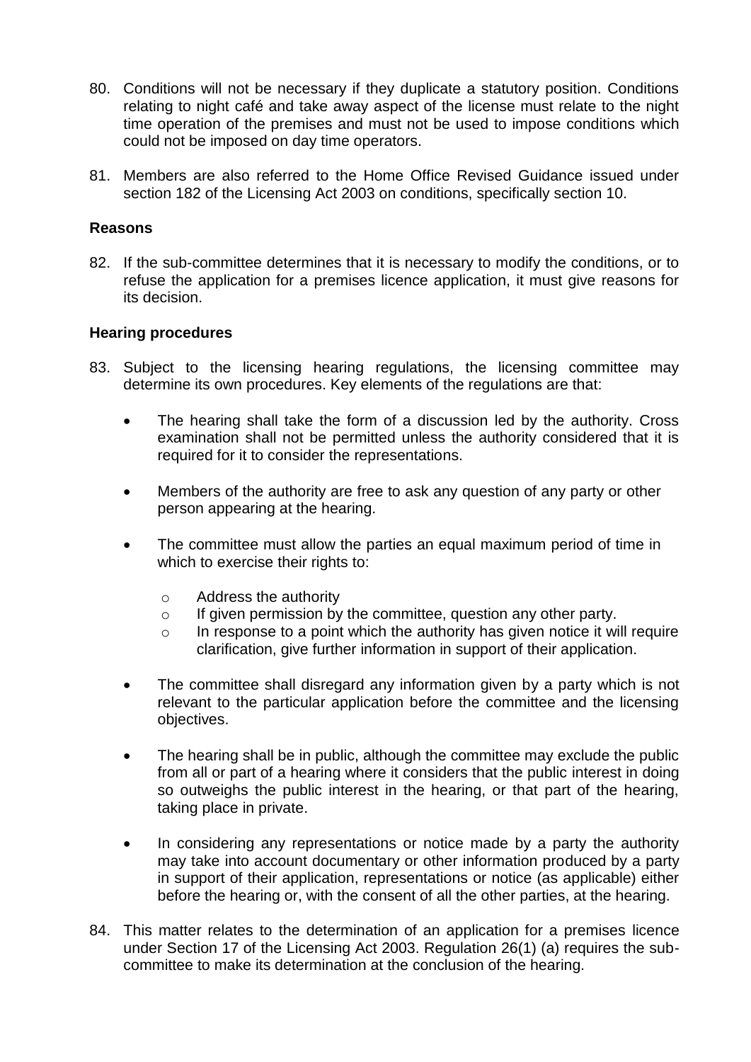80. Conditions will not be necessary if they duplicate a statutory position. Conditions relating to night café and take away aspect of the license must relate to the night time operation of the premises and must not be used to impose conditions which could not be imposed on day time operators.

81. Members are also referred to the Home Office Revised Guidance issued under section 182 of the Licensing Act 2003 on conditions, specifically section 10.

**Reasons**

82. If the sub-committee determines that it is necessary to modify the conditions, or to refuse the application for a premises licence application, it must give reasons for its decision.

**Hearing procedures**

83. Subject to the licensing hearing regulations, the licensing committee may determine its own procedures. Key elements of the regulations are that:

    - The hearing shall take the form of a discussion led by the authority. Cross examination shall not be permitted unless the authority considered that it is required for it to consider the representations.
    - Members of the authority are free to ask any question of any party or other person appearing at the hearing.
    - The committee must allow the parties an equal maximum period of time in which to exercise their rights to:
        - Address the authority
        - If given permission by the committee, question any other party.
        - In response to a point which the authority has given notice it will require clarification, give further information in support of their application.
    - The committee shall disregard any information given by a party which is not relevant to the particular application before the committee and the licensing objectives.
    - The hearing shall be in public, although the committee may exclude the public from all or part of a hearing where it considers that the public interest in doing so outweighs the public interest in the hearing, or that part of the hearing, taking place in private.
    - In considering any representations or notice made by a party the authority may take into account documentary or other information produced by a party in support of their application, representations or notice (as applicable) either before the hearing or, with the consent of all the other parties, at the hearing.

84. This matter relates to the determination of an application for a premises licence under Section 17 of the Licensing Act 2003. Regulation 26(1) (a) requires the sub-committee to make its determination at the conclusion of the hearing.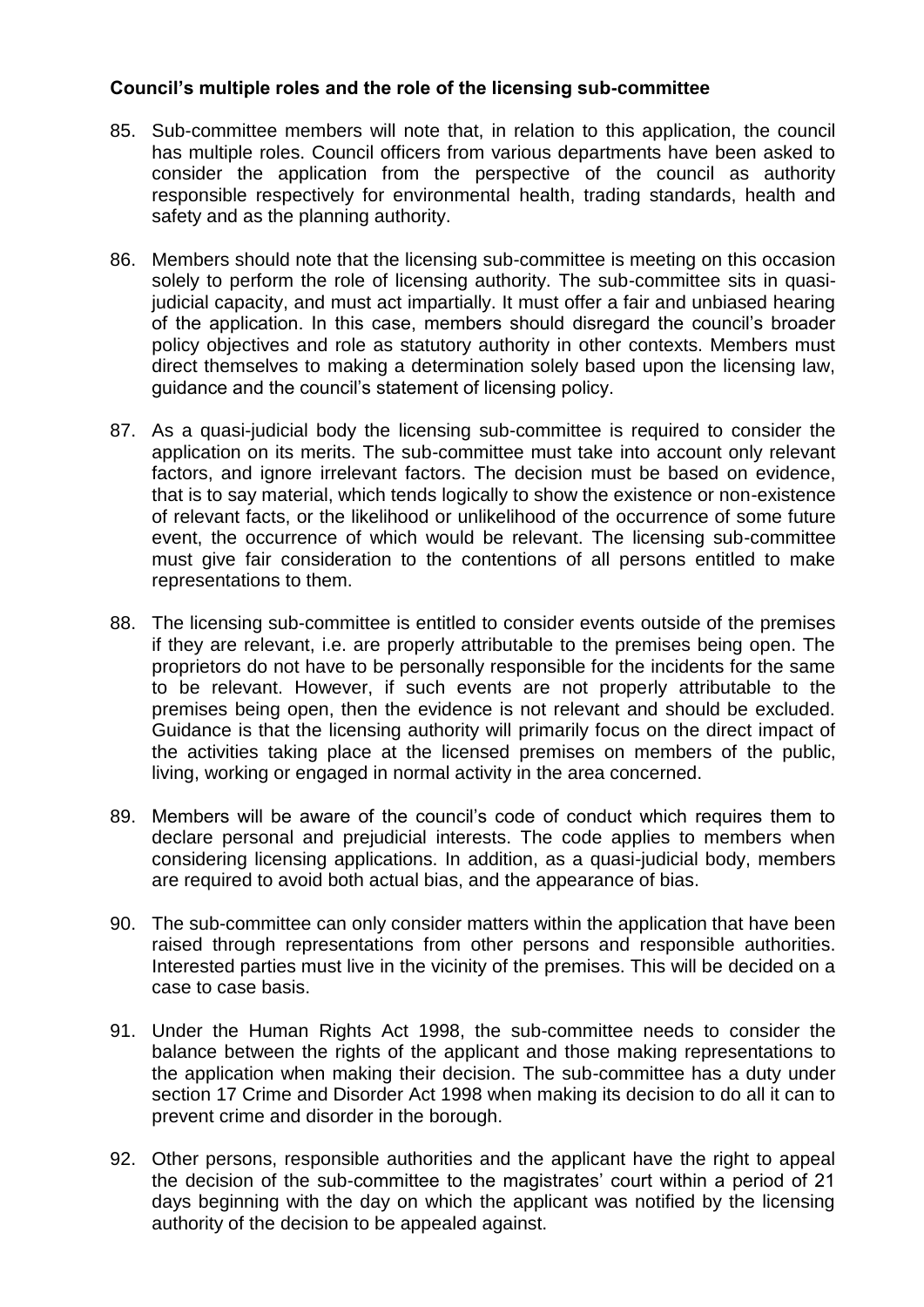**Council's multiple roles and the role of the licensing sub-committee**

85. Sub-committee members will note that, in relation to this application, the council has multiple roles. Council officers from various departments have been asked to consider the application from the perspective of the council as authority responsible respectively for environmental health, trading standards, health and safety and as the planning authority.

86. Members should note that the licensing sub-committee is meeting on this occasion solely to perform the role of licensing authority. The sub-committee sits in quasi-judicial capacity, and must act impartially. It must offer a fair and unbiased hearing of the application. In this case, members should disregard the council's broader policy objectives and role as statutory authority in other contexts. Members must direct themselves to making a determination solely based upon the licensing law, guidance and the council's statement of licensing policy.

87. As a quasi-judicial body the licensing sub-committee is required to consider the application on its merits. The sub-committee must take into account only relevant factors, and ignore irrelevant factors. The decision must be based on evidence, that is to say material, which tends logically to show the existence or non-existence of relevant facts, or the likelihood or unlikelihood of the occurrence of some future event, the occurrence of which would be relevant. The licensing sub-committee must give fair consideration to the contentions of all persons entitled to make representations to them.

88. The licensing sub-committee is entitled to consider events outside of the premises if they are relevant, i.e. are properly attributable to the premises being open. The proprietors do not have to be personally responsible for the incidents for the same to be relevant. However, if such events are not properly attributable to the premises being open, then the evidence is not relevant and should be excluded. Guidance is that the licensing authority will primarily focus on the direct impact of the activities taking place at the licensed premises on members of the public, living, working or engaged in normal activity in the area concerned.

89. Members will be aware of the council's code of conduct which requires them to declare personal and prejudicial interests. The code applies to members when considering licensing applications. In addition, as a quasi-judicial body, members are required to avoid both actual bias, and the appearance of bias.

90. The sub-committee can only consider matters within the application that have been raised through representations from other persons and responsible authorities. Interested parties must live in the vicinity of the premises. This will be decided on a case to case basis.

91. Under the Human Rights Act 1998, the sub-committee needs to consider the balance between the rights of the applicant and those making representations to the application when making their decision. The sub-committee has a duty under section 17 Crime and Disorder Act 1998 when making its decision to do all it can to prevent crime and disorder in the borough.

92. Other persons, responsible authorities and the applicant have the right to appeal the decision of the sub-committee to the magistrates' court within a period of 21 days beginning with the day on which the applicant was notified by the licensing authority of the decision to be appealed against.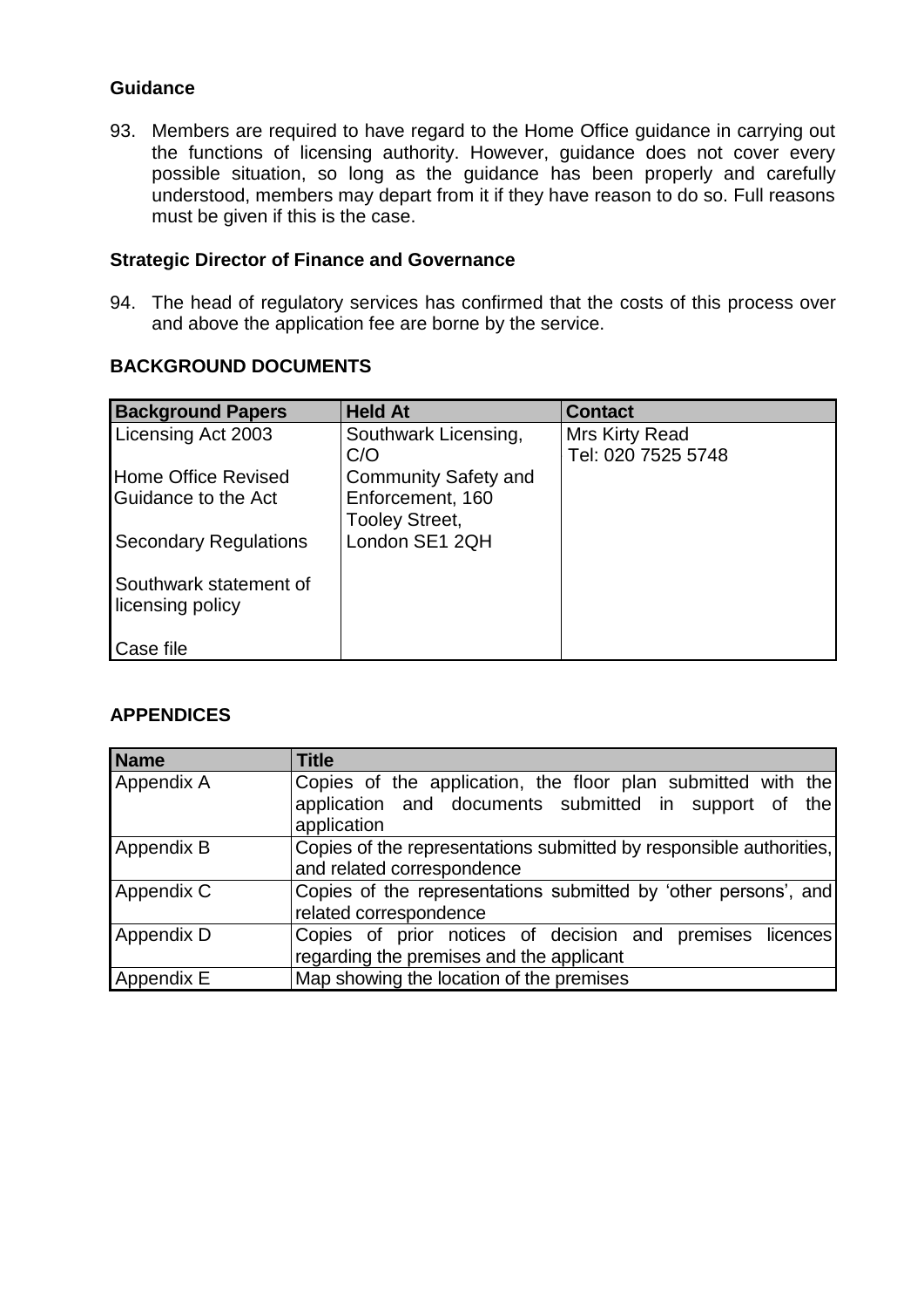**Guidance**

93. Members are required to have regard to the Home Office guidance in carrying out the functions of licensing authority. However, guidance does not cover every possible situation, so long as the guidance has been properly and carefully understood, members may depart from it if they have reason to do so. Full reasons must be given if this is the case.

**Strategic Director of Finance and Governance**

94. The head of regulatory services has confirmed that the costs of this process over and above the application fee are borne by the service.

## BACKGROUND DOCUMENTS

| Background Papers | Held At | Contact |
|---|---|---|
| Licensing Act 2003<br><br>Home Office Revised Guidance to the Act<br><br>Secondary Regulations<br><br>Southwark statement of licensing policy<br><br>Case file | Southwark Licensing, C/O Community Safety and Enforcement, 160 Tooley Street, London SE1 2QH | Mrs Kirty Read<br>Tel: 020 7525 5748 |

## APPENDICES

| Name | Title |
|---|---|
| Appendix A | Copies of the application, the floor plan submitted with the application and documents submitted in support of the application |
| Appendix B | Copies of the representations submitted by responsible authorities, and related correspondence |
| Appendix C | Copies of the representations submitted by 'other persons', and related correspondence |
| Appendix D | Copies of prior notices of decision and premises licences regarding the premises and the applicant |
| Appendix E | Map showing the location of the premises |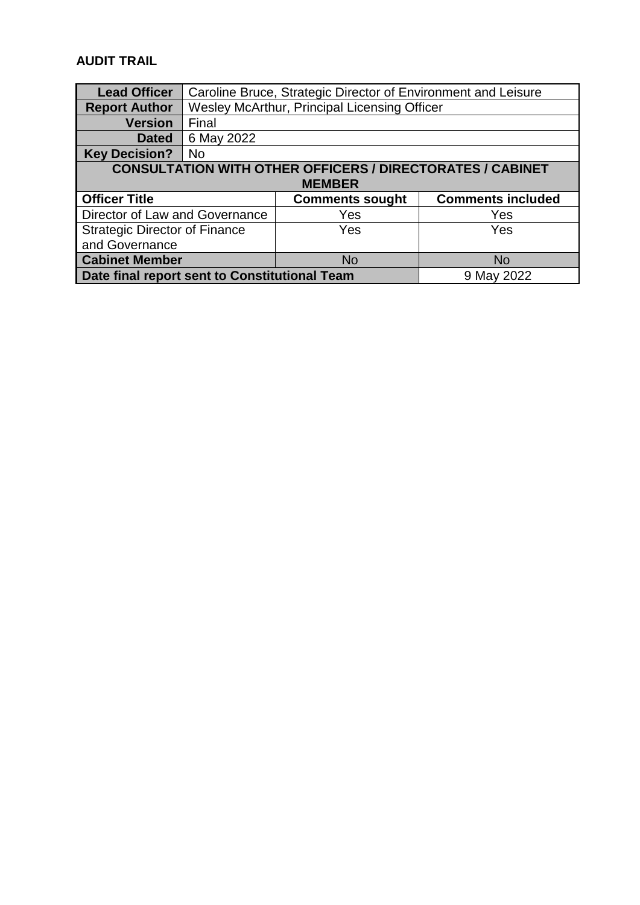## AUDIT TRAIL

| | | | |
|---|---|---|---|
| **Lead Officer** | Caroline Bruce, Strategic Director of Environment and Leisure | | |
| **Report Author** | Wesley McArthur, Principal Licensing Officer | | |
| **Version** | Final | | |
| **Dated** | 6 May 2022 | | |
| **Key Decision?** | No | | |
| **CONSULTATION WITH OTHER OFFICERS / DIRECTORATES / CABINET MEMBER** | | | |
| **Officer Title** | | **Comments sought** | **Comments included** |
| Director of Law and Governance | | Yes | Yes |
| Strategic Director of Finance and Governance | | Yes | Yes |
| **Cabinet Member** | | No | No |
| **Date final report sent to Constitutional Team** | | | 9 May 2022 |